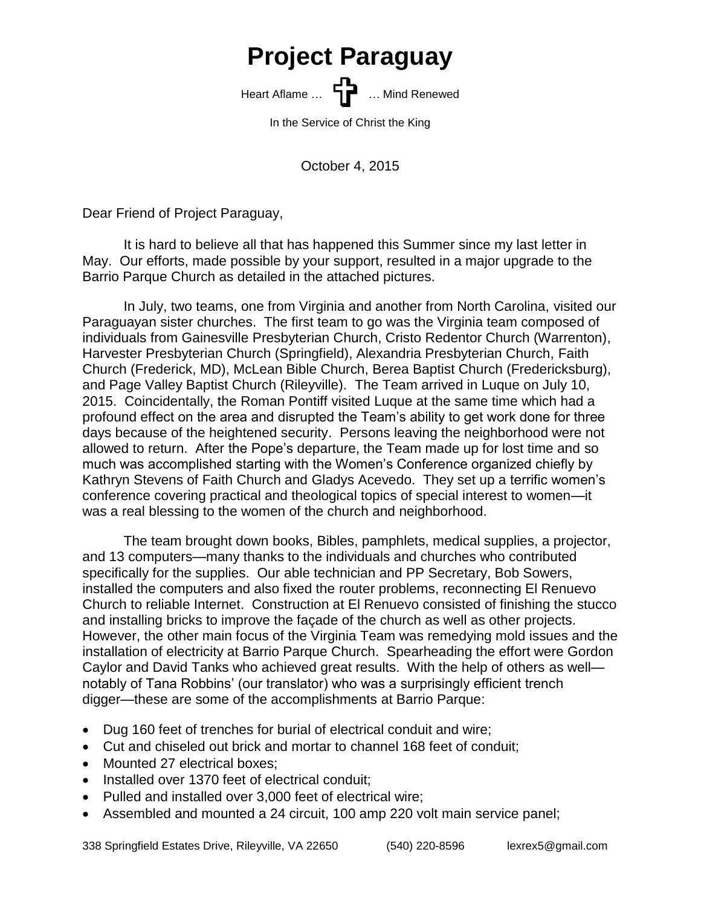# Project Paraguay

Heart Aflame … ✝ … Mind Renewed

In the Service of Christ the King

October 4, 2015

Dear Friend of Project Paraguay,

It is hard to believe all that has happened this Summer since my last letter in May. Our efforts, made possible by your support, resulted in a major upgrade to the Barrio Parque Church as detailed in the attached pictures.

In July, two teams, one from Virginia and another from North Carolina, visited our Paraguayan sister churches. The first team to go was the Virginia team composed of individuals from Gainesville Presbyterian Church, Cristo Redentor Church (Warrenton), Harvester Presbyterian Church (Springfield), Alexandria Presbyterian Church, Faith Church (Frederick, MD), McLean Bible Church, Berea Baptist Church (Fredericksburg), and Page Valley Baptist Church (Rileyville). The Team arrived in Luque on July 10, 2015. Coincidentally, the Roman Pontiff visited Luque at the same time which had a profound effect on the area and disrupted the Team's ability to get work done for three days because of the heightened security. Persons leaving the neighborhood were not allowed to return. After the Pope's departure, the Team made up for lost time and so much was accomplished starting with the Women's Conference organized chiefly by Kathryn Stevens of Faith Church and Gladys Acevedo. They set up a terrific women's conference covering practical and theological topics of special interest to women—it was a real blessing to the women of the church and neighborhood.

The team brought down books, Bibles, pamphlets, medical supplies, a projector, and 13 computers—many thanks to the individuals and churches who contributed specifically for the supplies. Our able technician and PP Secretary, Bob Sowers, installed the computers and also fixed the router problems, reconnecting El Renuevo Church to reliable Internet. Construction at El Renuevo consisted of finishing the stucco and installing bricks to improve the façade of the church as well as other projects. However, the other main focus of the Virginia Team was remedying mold issues and the installation of electricity at Barrio Parque Church. Spearheading the effort were Gordon Caylor and David Tanks who achieved great results. With the help of others as well—notably of Tana Robbins' (our translator) who was a surprisingly efficient trench digger—these are some of the accomplishments at Barrio Parque:

- Dug 160 feet of trenches for burial of electrical conduit and wire;
- Cut and chiseled out brick and mortar to channel 168 feet of conduit;
- Mounted 27 electrical boxes;
- Installed over 1370 feet of electrical conduit;
- Pulled and installed over 3,000 feet of electrical wire;
- Assembled and mounted a 24 circuit, 100 amp 220 volt main service panel;

338 Springfield Estates Drive, Rileyville, VA 22650 (540) 220-8596 lexrex5@gmail.com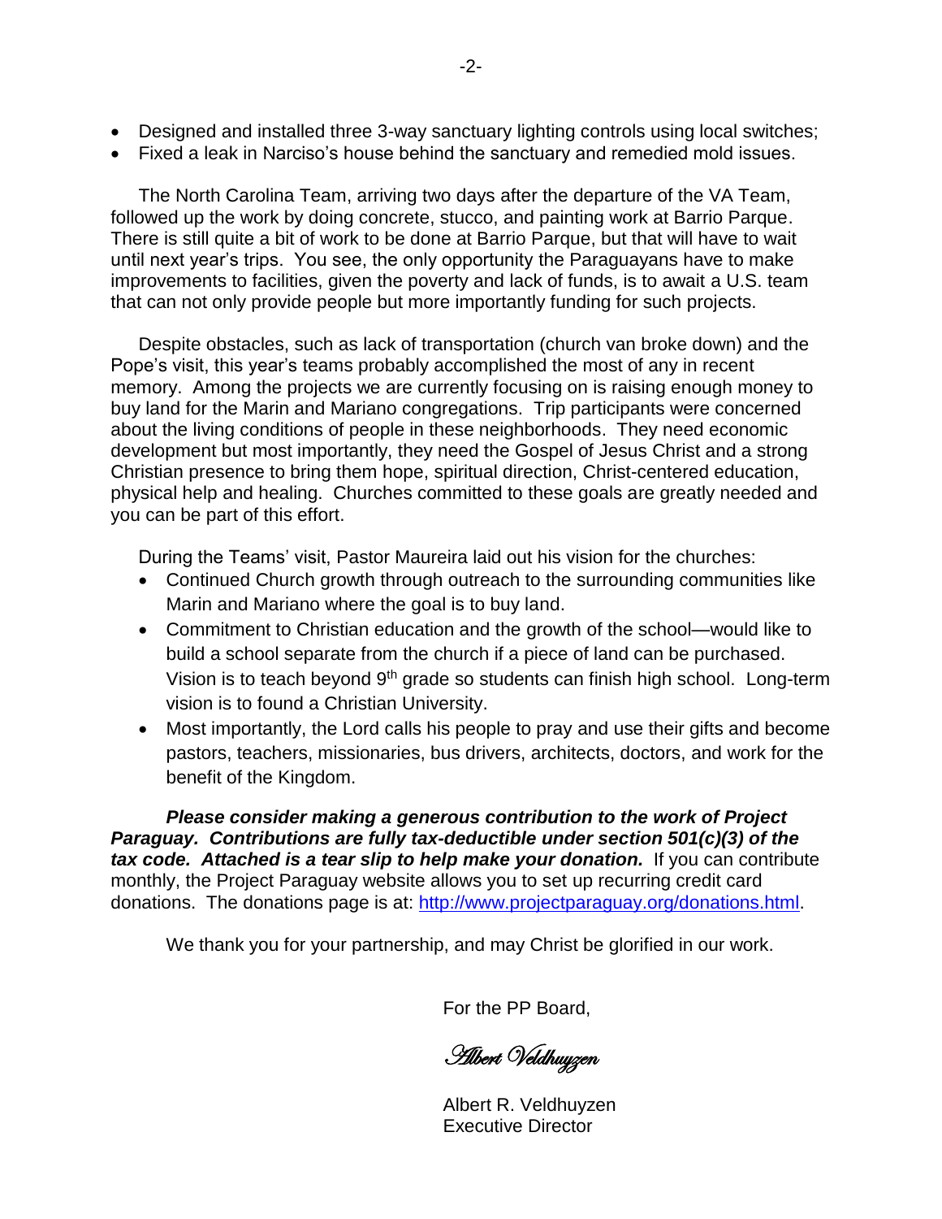- Designed and installed three 3-way sanctuary lighting controls using local switches;
- Fixed a leak in Narciso's house behind the sanctuary and remedied mold issues.

The North Carolina Team, arriving two days after the departure of the VA Team, followed up the work by doing concrete, stucco, and painting work at Barrio Parque. There is still quite a bit of work to be done at Barrio Parque, but that will have to wait until next year's trips. You see, the only opportunity the Paraguayans have to make improvements to facilities, given the poverty and lack of funds, is to await a U.S. team that can not only provide people but more importantly funding for such projects.

Despite obstacles, such as lack of transportation (church van broke down) and the Pope's visit, this year's teams probably accomplished the most of any in recent memory. Among the projects we are currently focusing on is raising enough money to buy land for the Marin and Mariano congregations. Trip participants were concerned about the living conditions of people in these neighborhoods. They need economic development but most importantly, they need the Gospel of Jesus Christ and a strong Christian presence to bring them hope, spiritual direction, Christ-centered education, physical help and healing. Churches committed to these goals are greatly needed and you can be part of this effort.

During the Teams' visit, Pastor Maureira laid out his vision for the churches:

- Continued Church growth through outreach to the surrounding communities like Marin and Mariano where the goal is to buy land.
- Commitment to Christian education and the growth of the school—would like to build a school separate from the church if a piece of land can be purchased. Vision is to teach beyond 9th grade so students can finish high school. Long-term vision is to found a Christian University.
- Most importantly, the Lord calls his people to pray and use their gifts and become pastors, teachers, missionaries, bus drivers, architects, doctors, and work for the benefit of the Kingdom.

***Please consider making a generous contribution to the work of Project Paraguay. Contributions are fully tax-deductible under section 501(c)(3) of the tax code. Attached is a tear slip to help make your donation.*** If you can contribute monthly, the Project Paraguay website allows you to set up recurring credit card donations. The donations page is at: http://www.projectparaguay.org/donations.html.

We thank you for your partnership, and may Christ be glorified in our work.

For the PP Board,

*Albert Veldhuyzen*

Albert R. Veldhuyzen
Executive Director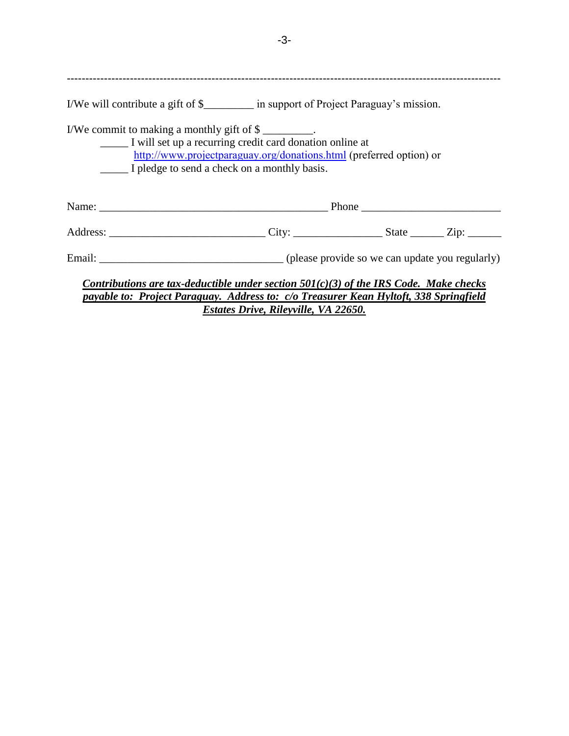---

I/We will contribute a gift of $_________ in support of Project Paraguay's mission.

I/We commit to making a monthly gift of $ _________.

_____ I will set up a recurring credit card donation online at http://www.projectparaguay.org/donations.html (preferred option) or

_____ I pledge to send a check on a monthly basis.

Name: ________________________________________ Phone ________________________

Address: ___________________________ City: _______________ State ______ Zip: ______

Email: ________________________________ (please provide so we can update you regularly)

***Contributions are tax-deductible under section 501(c)(3) of the IRS Code. Make checks payable to: Project Paraguay. Address to: c/o Treasurer Kean Hyltoft, 338 Springfield Estates Drive, Rileyville, VA 22650.***